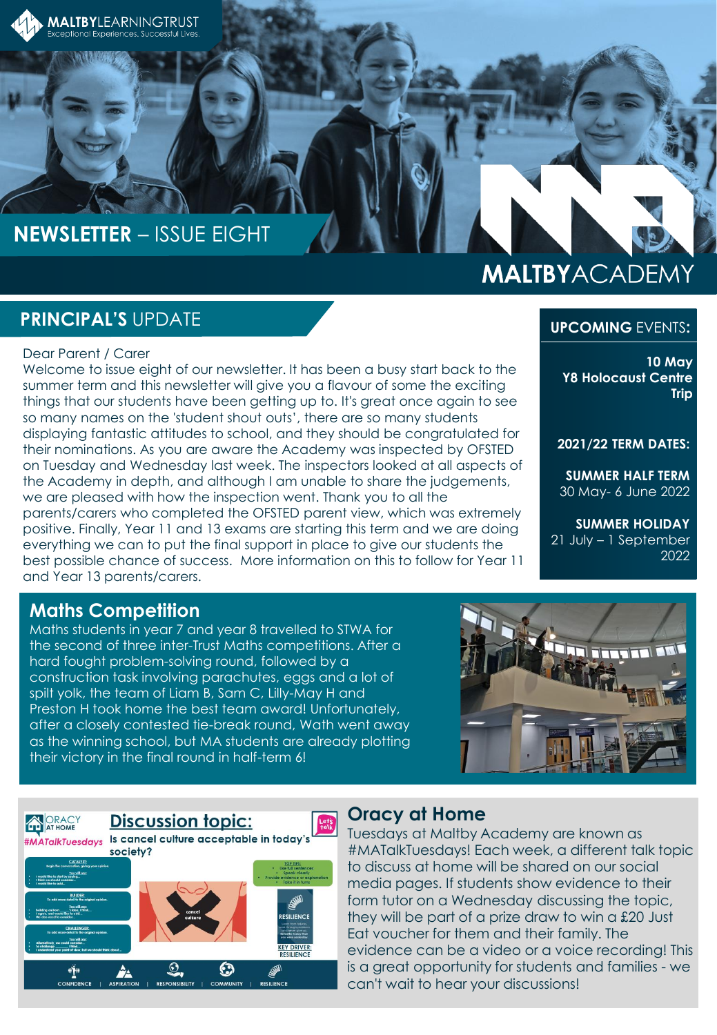MALTBYLEARNINGTRUST
Exceptional Experiences. Successful Lives.

# NEWSLETTER – ISSUE EIGHT

MALTBYACADEMY

## PRINCIPAL'S UPDATE

Dear Parent / Carer
Welcome to issue eight of our newsletter. It has been a busy start back to the summer term and this newsletter will give you a flavour of some the exciting things that our students have been getting up to. It's great once again to see so many names on the 'student shout outs', there are so many students displaying fantastic attitudes to school, and they should be congratulated for their nominations. As you are aware the Academy was inspected by OFSTED on Tuesday and Wednesday last week. The inspectors looked at all aspects of the Academy in depth, and although I am unable to share the judgements, we are pleased with how the inspection went. Thank you to all the parents/carers who completed the OFSTED parent view, which was extremely positive. Finally, Year 11 and 13 exams are starting this term and we are doing everything we can to put the final support in place to give our students the best possible chance of success. More information on this to follow for Year 11 and Year 13 parents/carers.

## UPCOMING EVENTS:

**10 May**
**Y8 Holocaust Centre Trip**

**2021/22 TERM DATES:**

**SUMMER HALF TERM**
30 May- 6 June 2022

**SUMMER HOLIDAY**
21 July – 1 September 2022

## Maths Competition

Maths students in year 7 and year 8 travelled to STWA for the second of three inter-Trust Maths competitions. After a hard fought problem-solving round, followed by a construction task involving parachutes, eggs and a lot of spilt yolk, the team of Liam B, Sam C, Lilly-May H and Preston H took home the best team award! Unfortunately, after a closely contested tie-break round, Wath went away as the winning school, but MA students are already plotting their victory in the final round in half-term 6!

ORACY AT HOME
#MATalkTuesdays

**Discussion topic:**
**Is cancel culture acceptable in today's society?**

## Oracy at Home

Tuesdays at Maltby Academy are known as #MATalkTuesdays! Each week, a different talk topic to discuss at home will be shared on our social media pages. If students show evidence to their form tutor on a Wednesday discussing the topic, they will be part of a prize draw to win a £20 Just Eat voucher for them and their family. The evidence can be a video or a voice recording! This is a great opportunity for students and families - we can't wait to hear your discussions!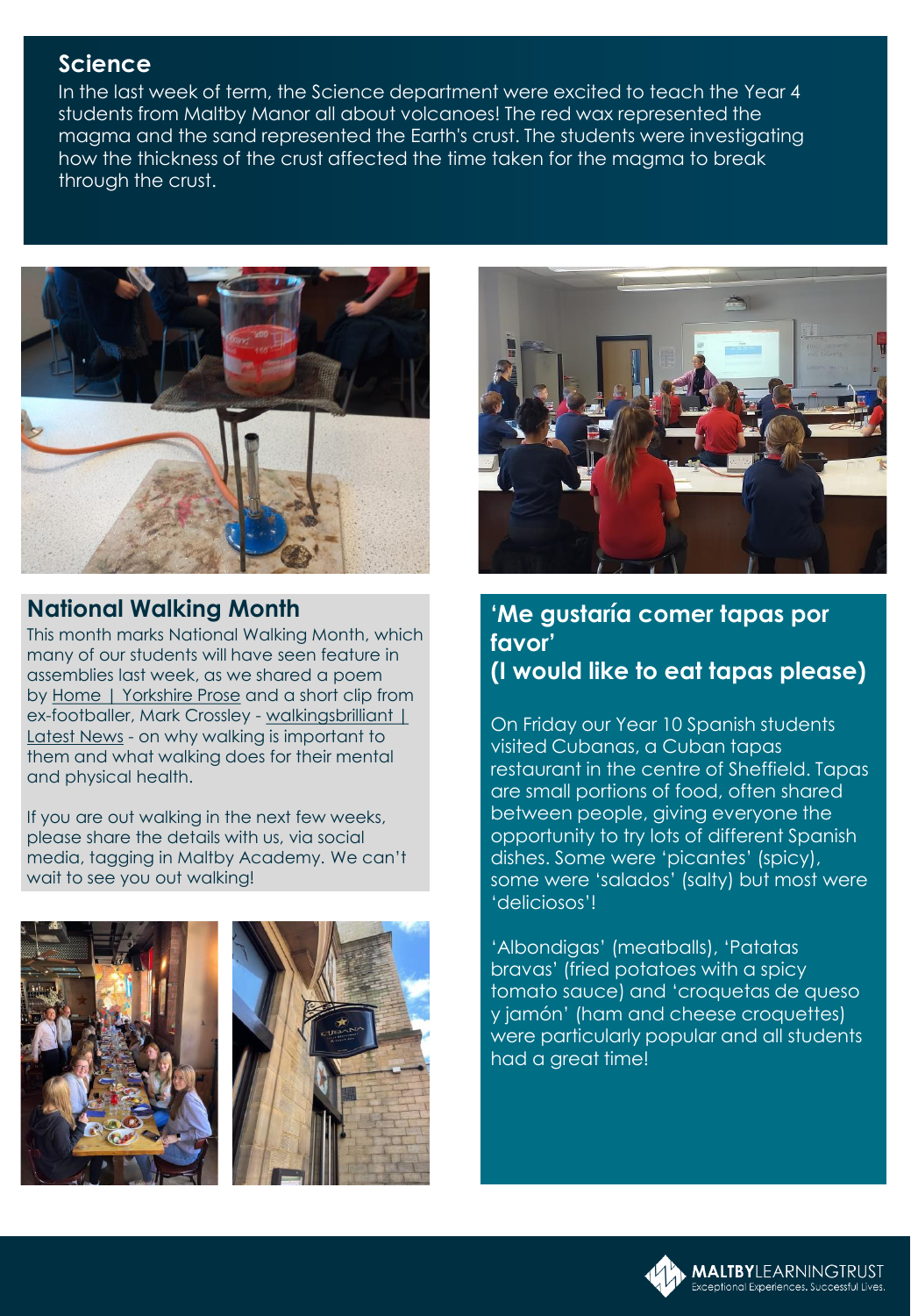## Science

In the last week of term, the Science department were excited to teach the Year 4 students from Maltby Manor all about volcanoes! The red wax represented the magma and the sand represented the Earth's crust. The students were investigating how the thickness of the crust affected the time taken for the magma to break through the crust.

## National Walking Month

This month marks National Walking Month, which many of our students will have seen feature in assemblies last week, as we shared a poem by Home | Yorkshire Prose and a short clip from ex-footballer, Mark Crossley - walkingsbrilliant | Latest News - on why walking is important to them and what walking does for their mental and physical health.

If you are out walking in the next few weeks, please share the details with us, via social media, tagging in Maltby Academy. We can't wait to see you out walking!

## 'Me gustaría comer tapas por favor' (I would like to eat tapas please)

On Friday our Year 10 Spanish students visited Cubanas, a Cuban tapas restaurant in the centre of Sheffield. Tapas are small portions of food, often shared between people, giving everyone the opportunity to try lots of different Spanish dishes. Some were 'picantes' (spicy), some were 'salados' (salty) but most were 'deliciosos'!

'Albondigas' (meatballs), 'Patatas bravas' (fried potatoes with a spicy tomato sauce) and 'croquetas de queso y jamón' (ham and cheese croquettes) were particularly popular and all students had a great time!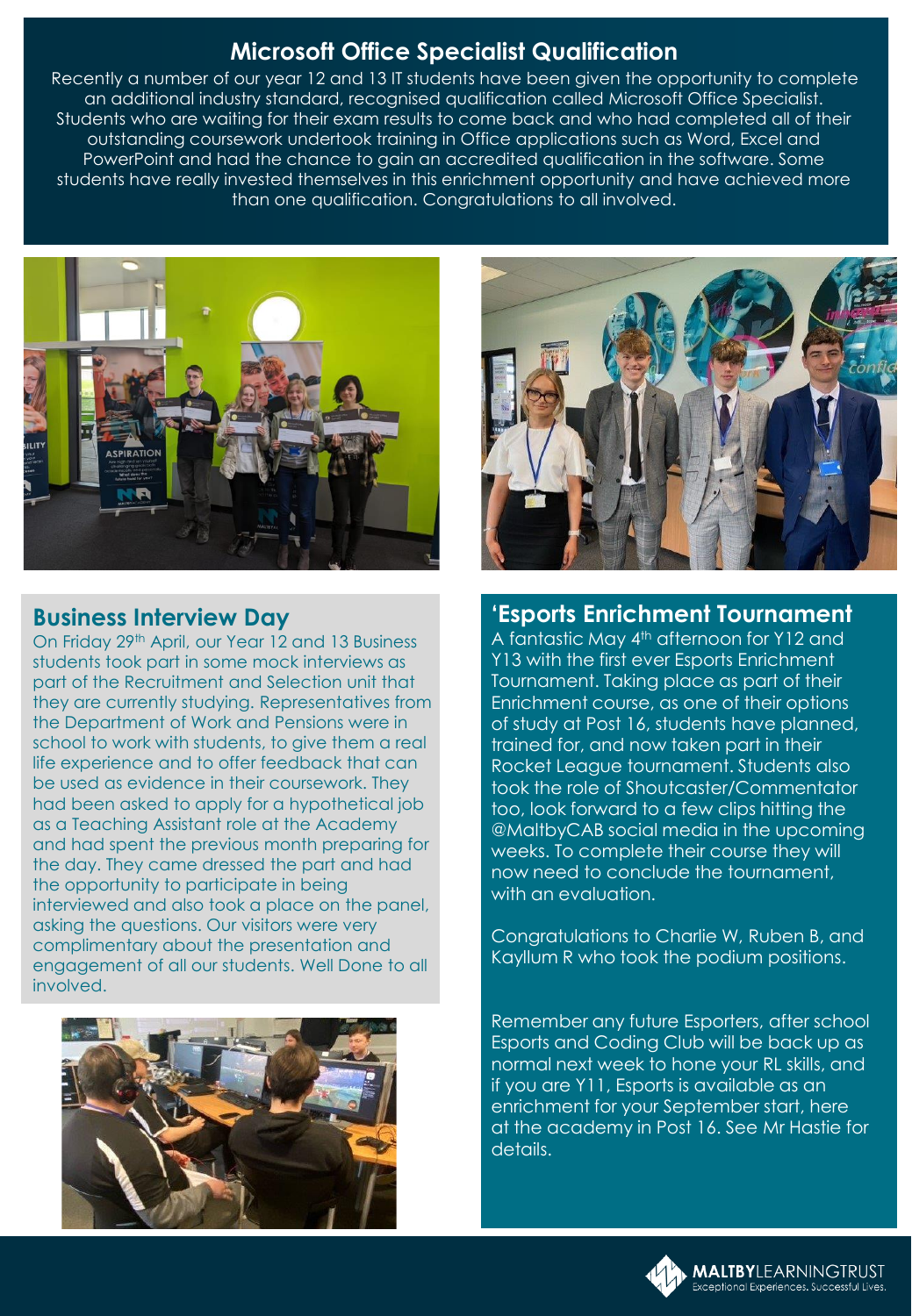## Microsoft Office Specialist Qualification

Recently a number of our year 12 and 13 IT students have been given the opportunity to complete an additional industry standard, recognised qualification called Microsoft Office Specialist. Students who are waiting for their exam results to come back and who had completed all of their outstanding coursework undertook training in Office applications such as Word, Excel and PowerPoint and had the chance to gain an accredited qualification in the software. Some students have really invested themselves in this enrichment opportunity and have achieved more than one qualification. Congratulations to all involved.

## Business Interview Day

On Friday 29th April, our Year 12 and 13 Business students took part in some mock interviews as part of the Recruitment and Selection unit that they are currently studying. Representatives from the Department of Work and Pensions were in school to work with students, to give them a real life experience and to offer feedback that can be used as evidence in their coursework. They had been asked to apply for a hypothetical job as a Teaching Assistant role at the Academy and had spent the previous month preparing for the day. They came dressed the part and had the opportunity to participate in being interviewed and also took a place on the panel, asking the questions. Our visitors were very complimentary about the presentation and engagement of all our students. Well Done to all involved.

## 'Esports Enrichment Tournament

A fantastic May 4th afternoon for Y12 and Y13 with the first ever Esports Enrichment Tournament. Taking place as part of their Enrichment course, as one of their options of study at Post 16, students have planned, trained for, and now taken part in their Rocket League tournament. Students also took the role of Shoutcaster/Commentator too, look forward to a few clips hitting the @MaltbyCAB social media in the upcoming weeks. To complete their course they will now need to conclude the tournament, with an evaluation.

Congratulations to Charlie W, Ruben B, and Kayllum R who took the podium positions.

Remember any future Esporters, after school Esports and Coding Club will be back up as normal next week to hone your RL skills, and if you are Y11, Esports is available as an enrichment for your September start, here at the academy in Post 16. See Mr Hastie for details.

**MALTBY**LEARNINGTRUST
Exceptional Experiences. Successful Lives.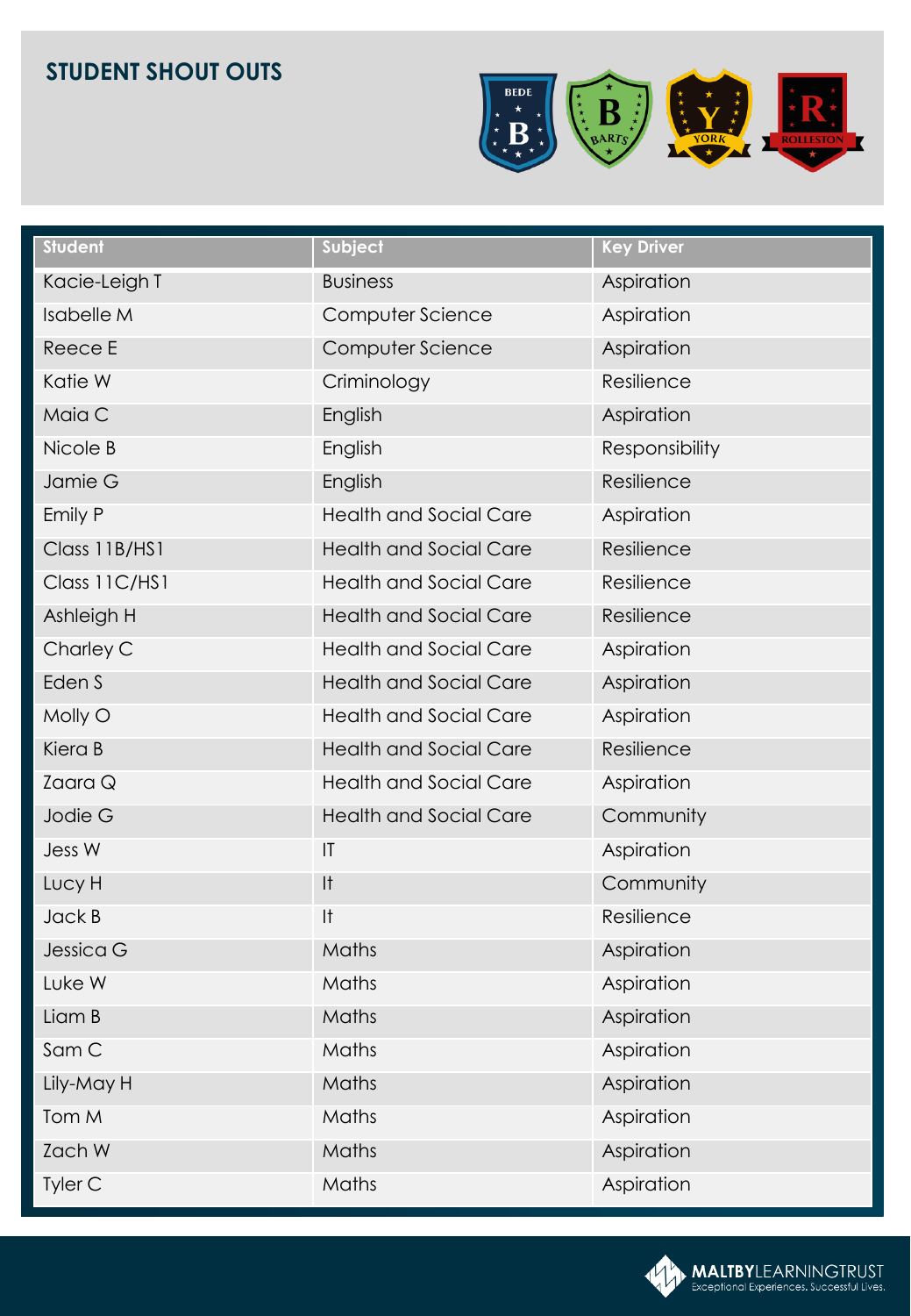## STUDENT SHOUT OUTS

BEDE B · BARTS B · YORK Y · ROLLESTON R

| Student | Subject | Key Driver |
|---|---|---|
| Kacie-Leigh T | Business | Aspiration |
| Isabelle M | Computer Science | Aspiration |
| Reece E | Computer Science | Aspiration |
| Katie W | Criminology | Resilience |
| Maia C | English | Aspiration |
| Nicole B | English | Responsibility |
| Jamie G | English | Resilience |
| Emily P | Health and Social Care | Aspiration |
| Class 11B/HS1 | Health and Social Care | Resilience |
| Class 11C/HS1 | Health and Social Care | Resilience |
| Ashleigh H | Health and Social Care | Resilience |
| Charley C | Health and Social Care | Aspiration |
| Eden S | Health and Social Care | Aspiration |
| Molly O | Health and Social Care | Aspiration |
| Kiera B | Health and Social Care | Resilience |
| Zaara Q | Health and Social Care | Aspiration |
| Jodie G | Health and Social Care | Community |
| Jess W | IT | Aspiration |
| Lucy H | It | Community |
| Jack B | It | Resilience |
| Jessica G | Maths | Aspiration |
| Luke W | Maths | Aspiration |
| Liam B | Maths | Aspiration |
| Sam C | Maths | Aspiration |
| Lily-May H | Maths | Aspiration |
| Tom M | Maths | Aspiration |
| Zach W | Maths | Aspiration |
| Tyler C | Maths | Aspiration |

**MALTBY**LEARNINGTRUST
Exceptional Experiences. Successful Lives.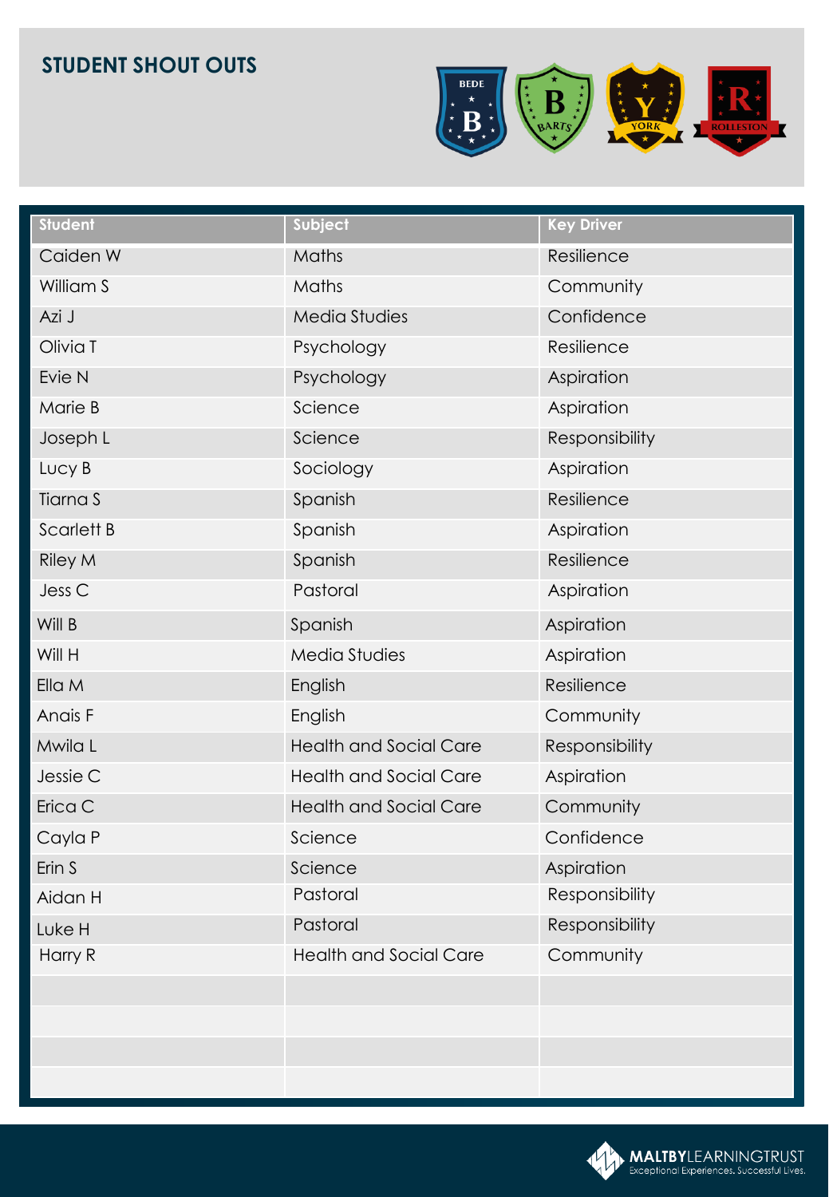## STUDENT SHOUT OUTS

| Student | Subject | Key Driver |
|---|---|---|
| Caiden W | Maths | Resilience |
| William S | Maths | Community |
| Azi J | Media Studies | Confidence |
| Olivia T | Psychology | Resilience |
| Evie N | Psychology | Aspiration |
| Marie B | Science | Aspiration |
| Joseph L | Science | Responsibility |
| Lucy B | Sociology | Aspiration |
| Tiarna S | Spanish | Resilience |
| Scarlett B | Spanish | Aspiration |
| Riley M | Spanish | Resilience |
| Jess C | Pastoral | Aspiration |
| Will B | Spanish | Aspiration |
| Will H | Media Studies | Aspiration |
| Ella M | English | Resilience |
| Anais F | English | Community |
| Mwila L | Health and Social Care | Responsibility |
| Jessie C | Health and Social Care | Aspiration |
| Erica C | Health and Social Care | Community |
| Cayla P | Science | Confidence |
| Erin S | Science | Aspiration |
| Aidan H | Pastoral | Responsibility |
| Luke H | Pastoral | Responsibility |
| Harry R | Health and Social Care | Community |
| | | |
| | | |
| | | |
| | | |

MALTBYLEARNINGTRUST
Exceptional Experiences. Successful Lives.